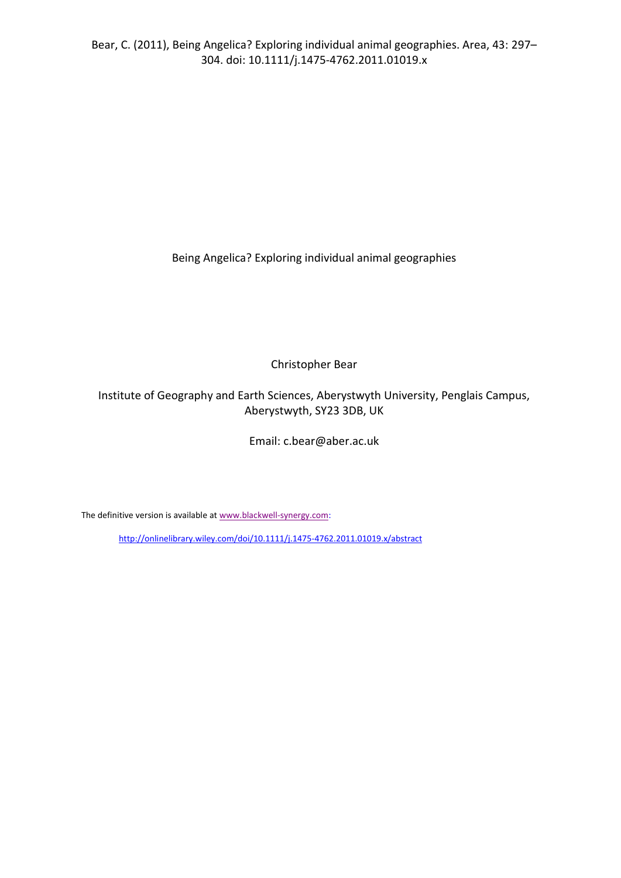Bear, C. (2011), Being Angelica? Exploring individual animal geographies. Area, 43: 297–304. doi: 10.1111/j.1475-4762.2011.01019.x

# Being Angelica? Exploring individual animal geographies

Christopher Bear

Institute of Geography and Earth Sciences, Aberystwyth University, Penglais Campus, Aberystwyth, SY23 3DB, UK

Email: c.bear@aber.ac.uk

The definitive version is available at www.blackwell-synergy.com:

http://onlinelibrary.wiley.com/doi/10.1111/j.1475-4762.2011.01019.x/abstract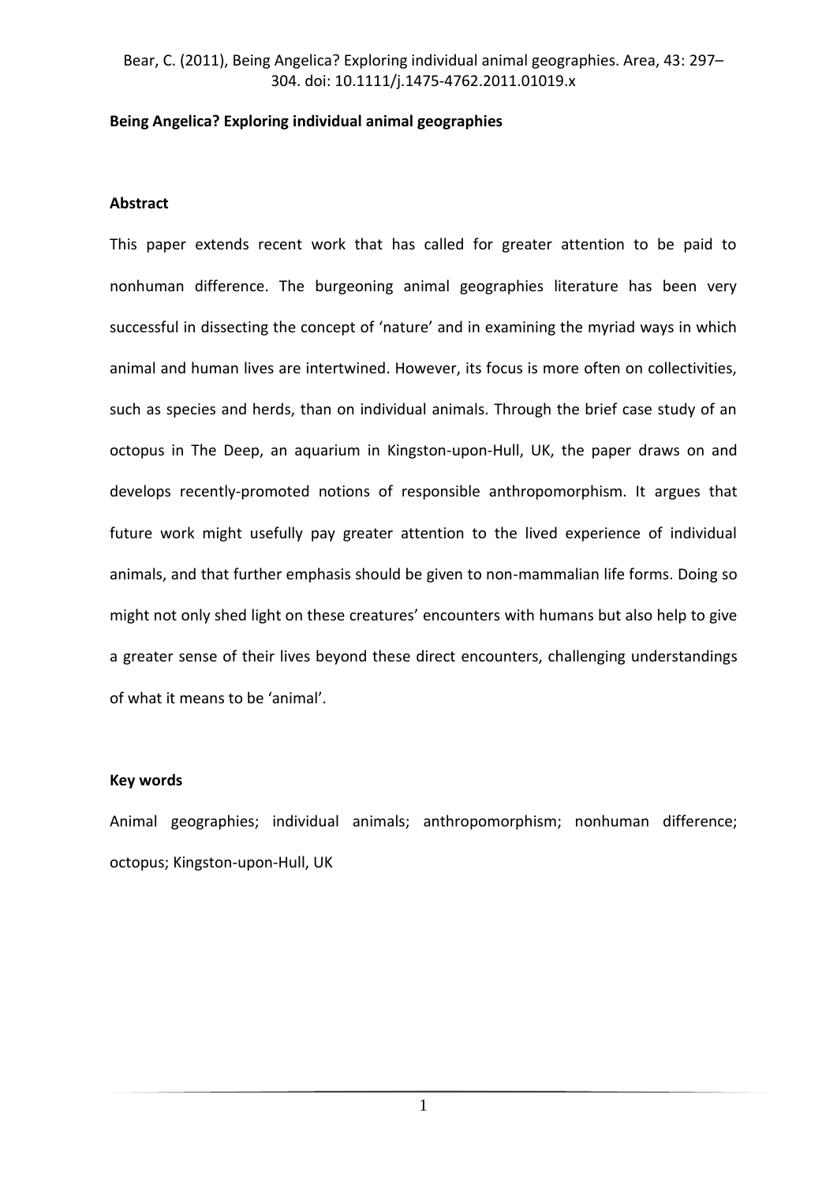Bear, C. (2011), Being Angelica? Exploring individual animal geographies. Area, 43: 297–304. doi: 10.1111/j.1475-4762.2011.01019.x

**Being Angelica? Exploring individual animal geographies**

**Abstract**

This paper extends recent work that has called for greater attention to be paid to nonhuman difference. The burgeoning animal geographies literature has been very successful in dissecting the concept of 'nature' and in examining the myriad ways in which animal and human lives are intertwined. However, its focus is more often on collectivities, such as species and herds, than on individual animals. Through the brief case study of an octopus in The Deep, an aquarium in Kingston-upon-Hull, UK, the paper draws on and develops recently-promoted notions of responsible anthropomorphism. It argues that future work might usefully pay greater attention to the lived experience of individual animals, and that further emphasis should be given to non-mammalian life forms. Doing so might not only shed light on these creatures' encounters with humans but also help to give a greater sense of their lives beyond these direct encounters, challenging understandings of what it means to be 'animal'.

**Key words**

Animal geographies; individual animals; anthropomorphism; nonhuman difference; octopus; Kingston-upon-Hull, UK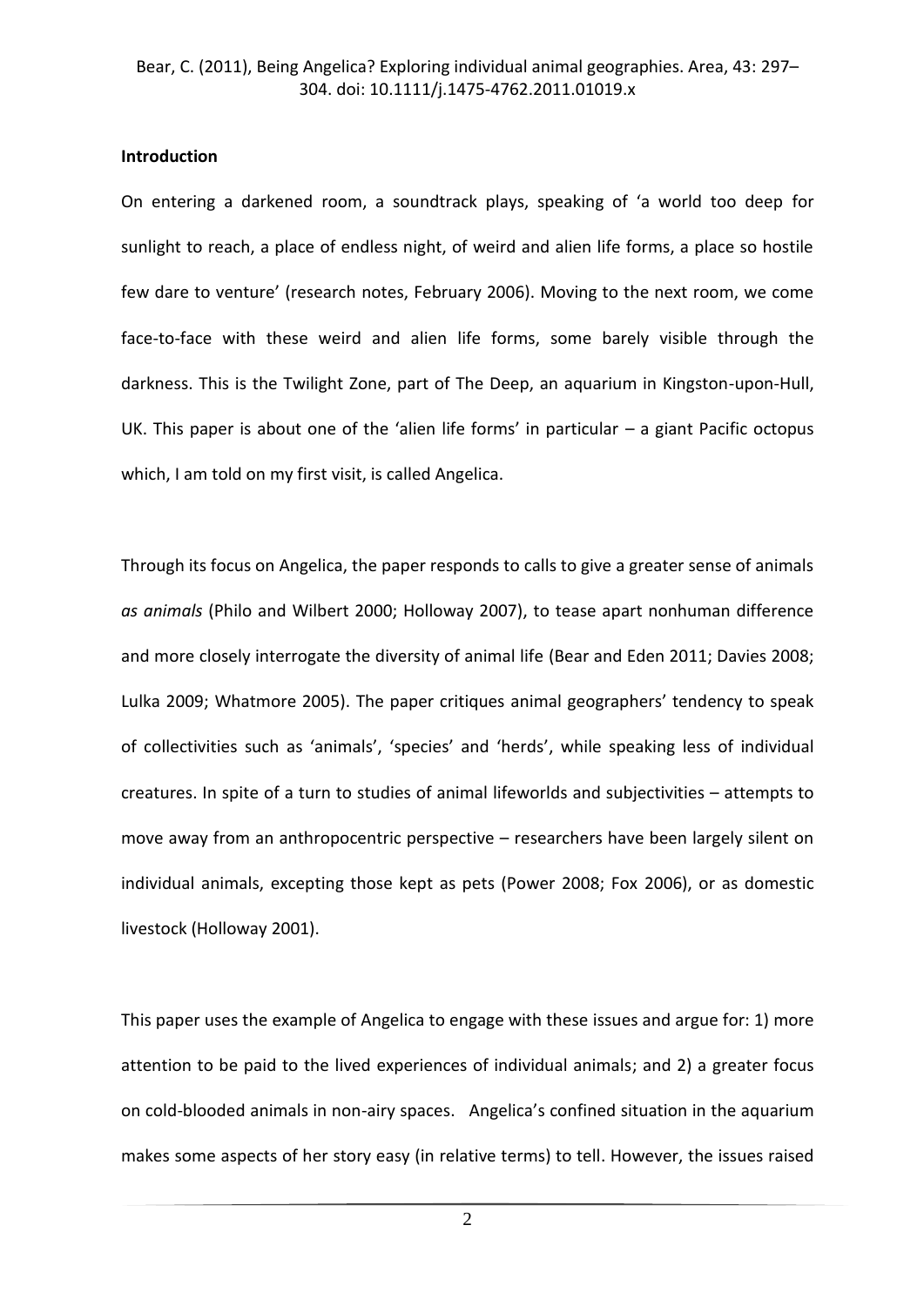## Introduction

On entering a darkened room, a soundtrack plays, speaking of 'a world too deep for sunlight to reach, a place of endless night, of weird and alien life forms, a place so hostile few dare to venture' (research notes, February 2006). Moving to the next room, we come face-to-face with these weird and alien life forms, some barely visible through the darkness. This is the Twilight Zone, part of The Deep, an aquarium in Kingston-upon-Hull, UK. This paper is about one of the 'alien life forms' in particular – a giant Pacific octopus which, I am told on my first visit, is called Angelica.

Through its focus on Angelica, the paper responds to calls to give a greater sense of animals *as animals* (Philo and Wilbert 2000; Holloway 2007), to tease apart nonhuman difference and more closely interrogate the diversity of animal life (Bear and Eden 2011; Davies 2008; Lulka 2009; Whatmore 2005). The paper critiques animal geographers' tendency to speak of collectivities such as 'animals', 'species' and 'herds', while speaking less of individual creatures. In spite of a turn to studies of animal lifeworlds and subjectivities – attempts to move away from an anthropocentric perspective – researchers have been largely silent on individual animals, excepting those kept as pets (Power 2008; Fox 2006), or as domestic livestock (Holloway 2001).

This paper uses the example of Angelica to engage with these issues and argue for: 1) more attention to be paid to the lived experiences of individual animals; and 2) a greater focus on cold-blooded animals in non-airy spaces. Angelica's confined situation in the aquarium makes some aspects of her story easy (in relative terms) to tell. However, the issues raised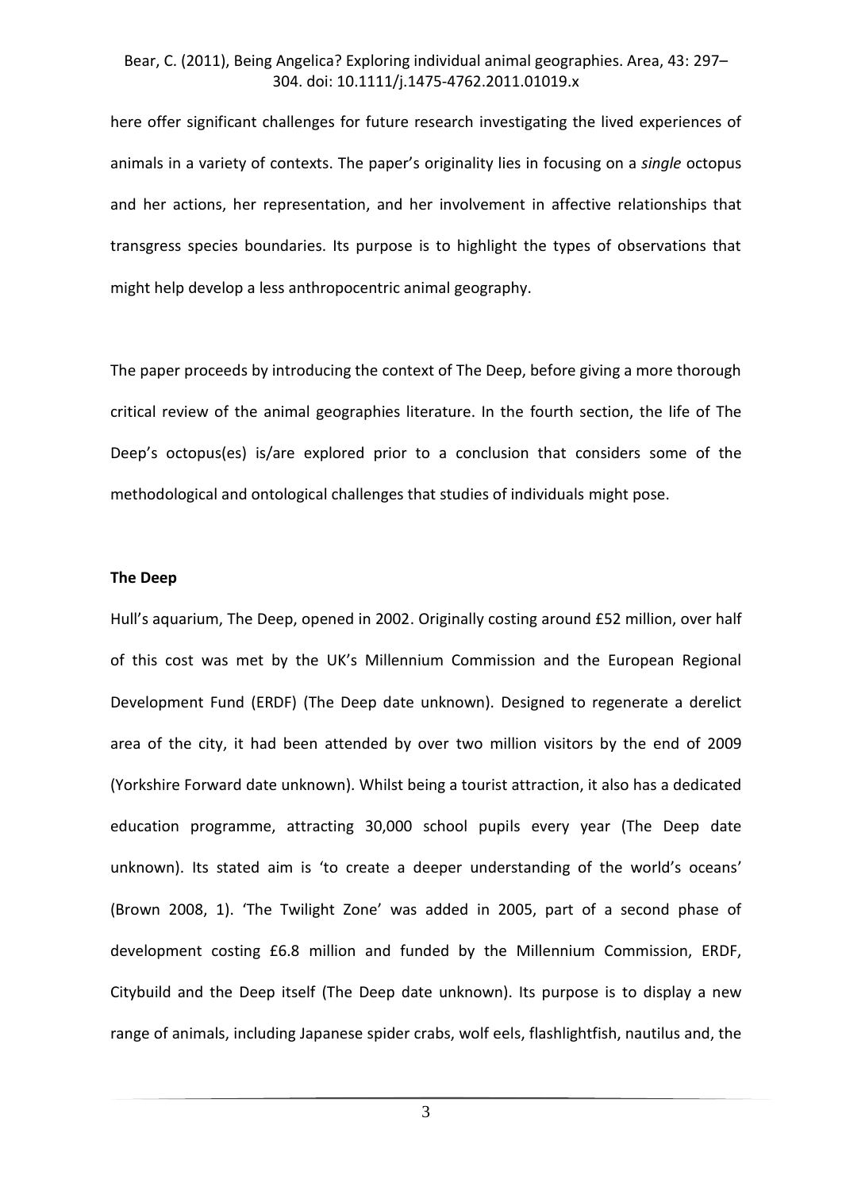here offer significant challenges for future research investigating the lived experiences of animals in a variety of contexts. The paper's originality lies in focusing on a *single* octopus and her actions, her representation, and her involvement in affective relationships that transgress species boundaries. Its purpose is to highlight the types of observations that might help develop a less anthropocentric animal geography.

The paper proceeds by introducing the context of The Deep, before giving a more thorough critical review of the animal geographies literature. In the fourth section, the life of The Deep's octopus(es) is/are explored prior to a conclusion that considers some of the methodological and ontological challenges that studies of individuals might pose.

**The Deep**

Hull's aquarium, The Deep, opened in 2002. Originally costing around £52 million, over half of this cost was met by the UK's Millennium Commission and the European Regional Development Fund (ERDF) (The Deep date unknown). Designed to regenerate a derelict area of the city, it had been attended by over two million visitors by the end of 2009 (Yorkshire Forward date unknown). Whilst being a tourist attraction, it also has a dedicated education programme, attracting 30,000 school pupils every year (The Deep date unknown). Its stated aim is 'to create a deeper understanding of the world's oceans' (Brown 2008, 1). 'The Twilight Zone' was added in 2005, part of a second phase of development costing £6.8 million and funded by the Millennium Commission, ERDF, Citybuild and the Deep itself (The Deep date unknown). Its purpose is to display a new range of animals, including Japanese spider crabs, wolf eels, flashlightfish, nautilus and, the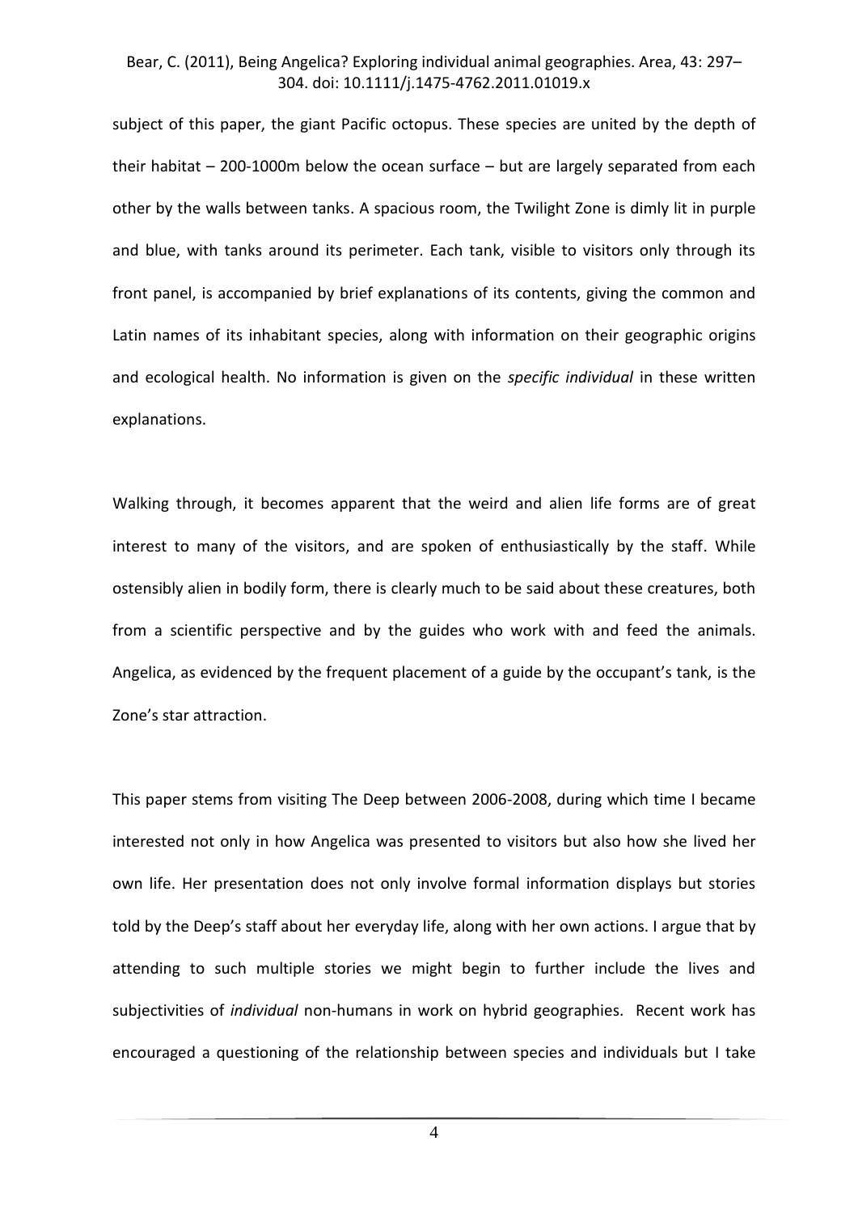subject of this paper, the giant Pacific octopus. These species are united by the depth of their habitat – 200-1000m below the ocean surface – but are largely separated from each other by the walls between tanks. A spacious room, the Twilight Zone is dimly lit in purple and blue, with tanks around its perimeter. Each tank, visible to visitors only through its front panel, is accompanied by brief explanations of its contents, giving the common and Latin names of its inhabitant species, along with information on their geographic origins and ecological health. No information is given on the *specific individual* in these written explanations.

Walking through, it becomes apparent that the weird and alien life forms are of great interest to many of the visitors, and are spoken of enthusiastically by the staff. While ostensibly alien in bodily form, there is clearly much to be said about these creatures, both from a scientific perspective and by the guides who work with and feed the animals. Angelica, as evidenced by the frequent placement of a guide by the occupant's tank, is the Zone's star attraction.

This paper stems from visiting The Deep between 2006-2008, during which time I became interested not only in how Angelica was presented to visitors but also how she lived her own life. Her presentation does not only involve formal information displays but stories told by the Deep's staff about her everyday life, along with her own actions. I argue that by attending to such multiple stories we might begin to further include the lives and subjectivities of *individual* non-humans in work on hybrid geographies. Recent work has encouraged a questioning of the relationship between species and individuals but I take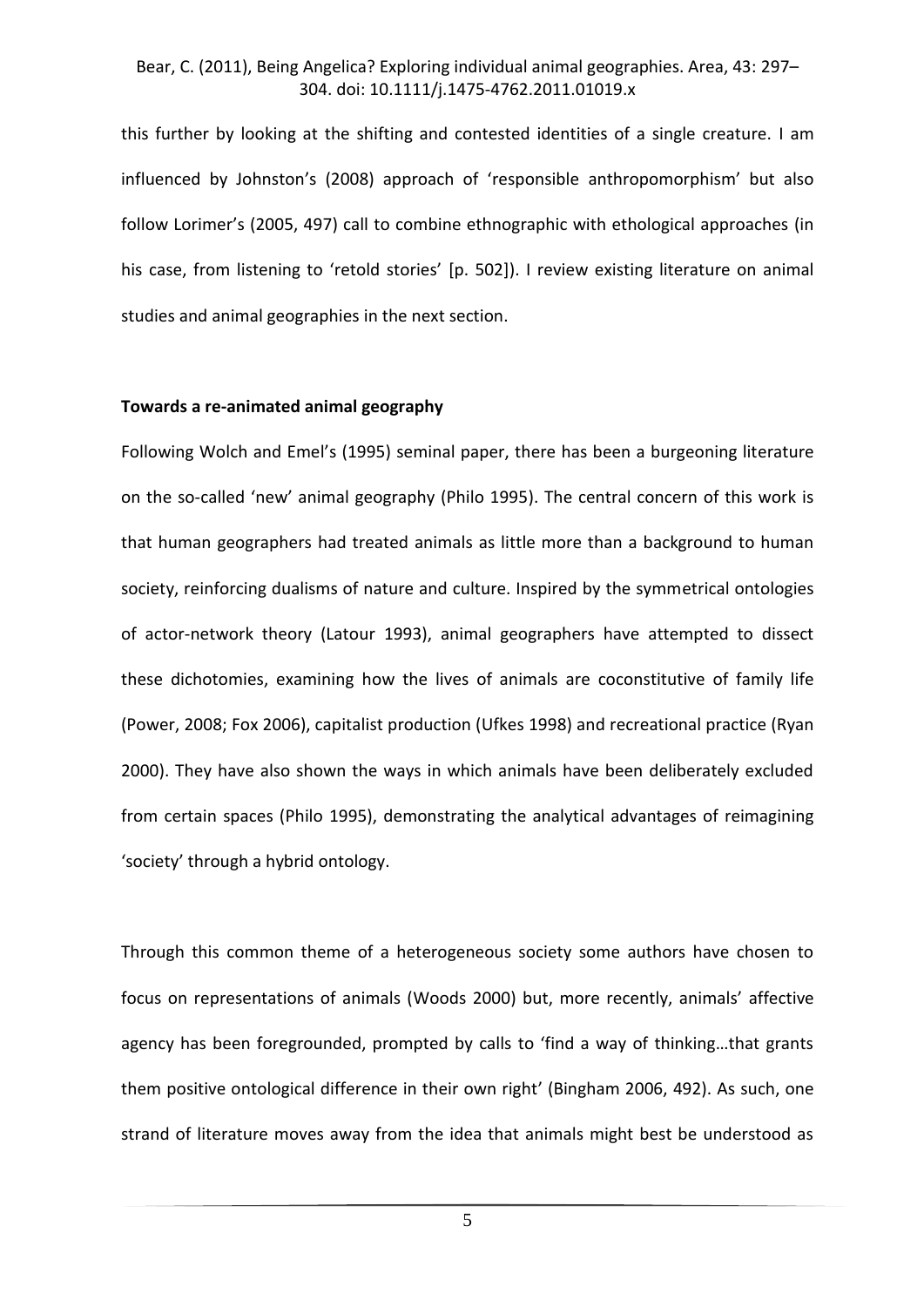this further by looking at the shifting and contested identities of a single creature. I am influenced by Johnston's (2008) approach of 'responsible anthropomorphism' but also follow Lorimer's (2005, 497) call to combine ethnographic with ethological approaches (in his case, from listening to 'retold stories' [p. 502]). I review existing literature on animal studies and animal geographies in the next section.

**Towards a re-animated animal geography**

Following Wolch and Emel's (1995) seminal paper, there has been a burgeoning literature on the so-called 'new' animal geography (Philo 1995). The central concern of this work is that human geographers had treated animals as little more than a background to human society, reinforcing dualisms of nature and culture. Inspired by the symmetrical ontologies of actor-network theory (Latour 1993), animal geographers have attempted to dissect these dichotomies, examining how the lives of animals are coconstitutive of family life (Power, 2008; Fox 2006), capitalist production (Ufkes 1998) and recreational practice (Ryan 2000). They have also shown the ways in which animals have been deliberately excluded from certain spaces (Philo 1995), demonstrating the analytical advantages of reimagining 'society' through a hybrid ontology.

Through this common theme of a heterogeneous society some authors have chosen to focus on representations of animals (Woods 2000) but, more recently, animals' affective agency has been foregrounded, prompted by calls to 'find a way of thinking…that grants them positive ontological difference in their own right' (Bingham 2006, 492). As such, one strand of literature moves away from the idea that animals might best be understood as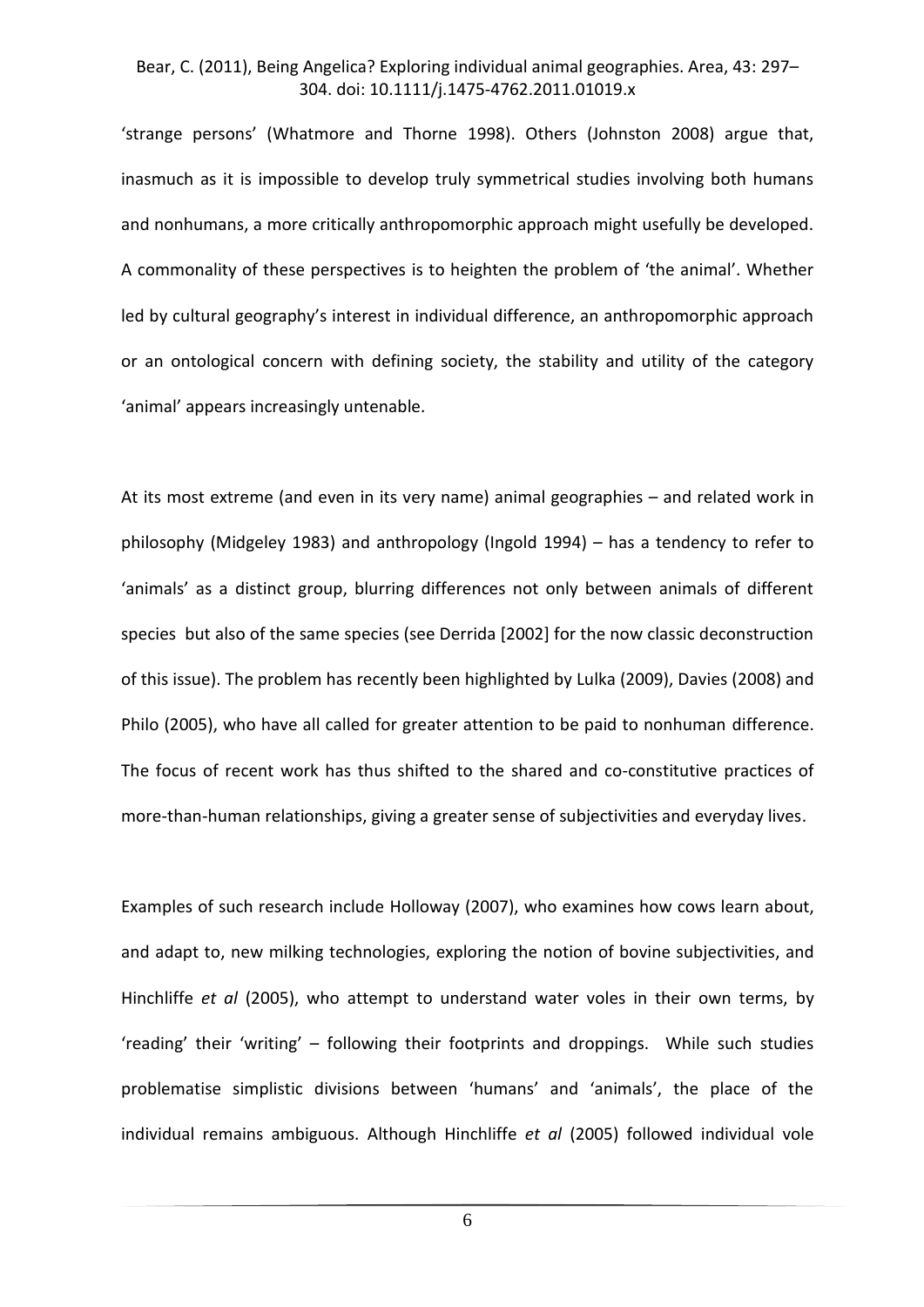'strange persons' (Whatmore and Thorne 1998). Others (Johnston 2008) argue that, inasmuch as it is impossible to develop truly symmetrical studies involving both humans and nonhumans, a more critically anthropomorphic approach might usefully be developed. A commonality of these perspectives is to heighten the problem of 'the animal'. Whether led by cultural geography's interest in individual difference, an anthropomorphic approach or an ontological concern with defining society, the stability and utility of the category 'animal' appears increasingly untenable.

At its most extreme (and even in its very name) animal geographies – and related work in philosophy (Midgeley 1983) and anthropology (Ingold 1994) – has a tendency to refer to 'animals' as a distinct group, blurring differences not only between animals of different species but also of the same species (see Derrida [2002] for the now classic deconstruction of this issue). The problem has recently been highlighted by Lulka (2009), Davies (2008) and Philo (2005), who have all called for greater attention to be paid to nonhuman difference. The focus of recent work has thus shifted to the shared and co-constitutive practices of more-than-human relationships, giving a greater sense of subjectivities and everyday lives.

Examples of such research include Holloway (2007), who examines how cows learn about, and adapt to, new milking technologies, exploring the notion of bovine subjectivities, and Hinchliffe *et al* (2005), who attempt to understand water voles in their own terms, by 'reading' their 'writing' – following their footprints and droppings. While such studies problematise simplistic divisions between 'humans' and 'animals', the place of the individual remains ambiguous. Although Hinchliffe *et al* (2005) followed individual vole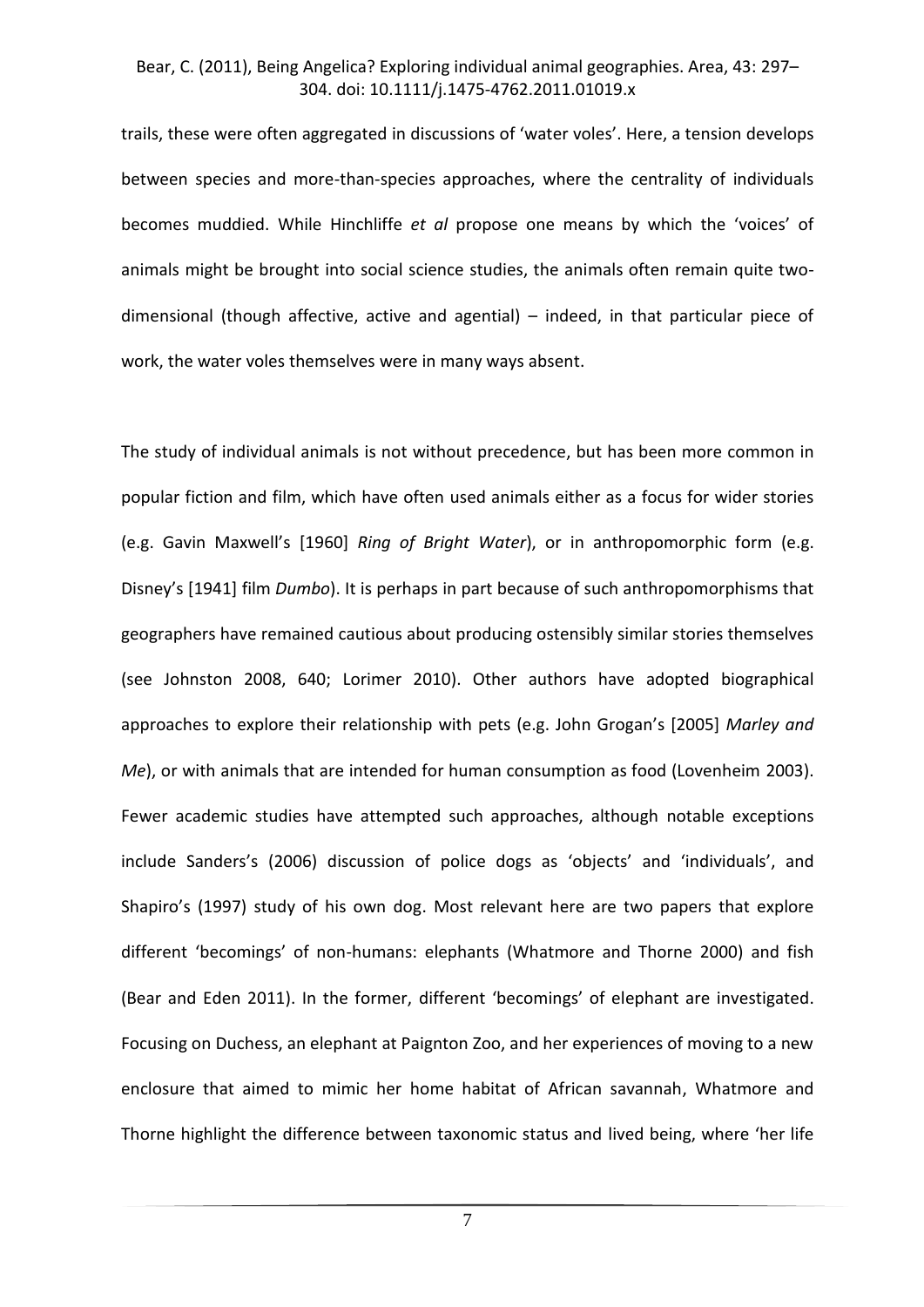trails, these were often aggregated in discussions of 'water voles'. Here, a tension develops between species and more-than-species approaches, where the centrality of individuals becomes muddied. While Hinchliffe *et al* propose one means by which the 'voices' of animals might be brought into social science studies, the animals often remain quite two-dimensional (though affective, active and agential) – indeed, in that particular piece of work, the water voles themselves were in many ways absent.

The study of individual animals is not without precedence, but has been more common in popular fiction and film, which have often used animals either as a focus for wider stories (e.g. Gavin Maxwell's [1960] *Ring of Bright Water*), or in anthropomorphic form (e.g. Disney's [1941] film *Dumbo*). It is perhaps in part because of such anthropomorphisms that geographers have remained cautious about producing ostensibly similar stories themselves (see Johnston 2008, 640; Lorimer 2010). Other authors have adopted biographical approaches to explore their relationship with pets (e.g. John Grogan's [2005] *Marley and Me*), or with animals that are intended for human consumption as food (Lovenheim 2003). Fewer academic studies have attempted such approaches, although notable exceptions include Sanders's (2006) discussion of police dogs as 'objects' and 'individuals', and Shapiro's (1997) study of his own dog. Most relevant here are two papers that explore different 'becomings' of non-humans: elephants (Whatmore and Thorne 2000) and fish (Bear and Eden 2011). In the former, different 'becomings' of elephant are investigated. Focusing on Duchess, an elephant at Paignton Zoo, and her experiences of moving to a new enclosure that aimed to mimic her home habitat of African savannah, Whatmore and Thorne highlight the difference between taxonomic status and lived being, where 'her life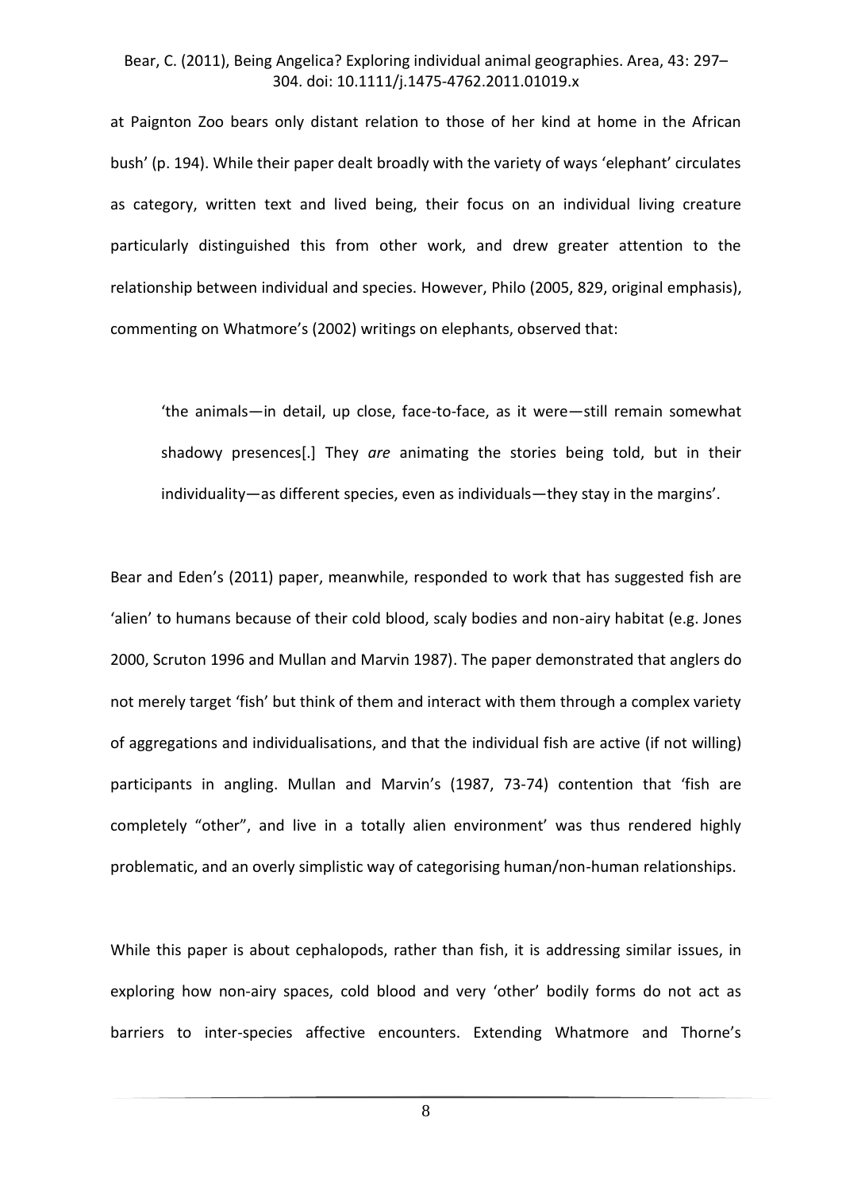at Paignton Zoo bears only distant relation to those of her kind at home in the African bush' (p. 194). While their paper dealt broadly with the variety of ways 'elephant' circulates as category, written text and lived being, their focus on an individual living creature particularly distinguished this from other work, and drew greater attention to the relationship between individual and species. However, Philo (2005, 829, original emphasis), commenting on Whatmore's (2002) writings on elephants, observed that:

> 'the animals—in detail, up close, face-to-face, as it were—still remain somewhat shadowy presences[.] They *are* animating the stories being told, but in their individuality—as different species, even as individuals—they stay in the margins'.

Bear and Eden's (2011) paper, meanwhile, responded to work that has suggested fish are 'alien' to humans because of their cold blood, scaly bodies and non-airy habitat (e.g. Jones 2000, Scruton 1996 and Mullan and Marvin 1987). The paper demonstrated that anglers do not merely target 'fish' but think of them and interact with them through a complex variety of aggregations and individualisations, and that the individual fish are active (if not willing) participants in angling. Mullan and Marvin's (1987, 73-74) contention that 'fish are completely "other", and live in a totally alien environment' was thus rendered highly problematic, and an overly simplistic way of categorising human/non-human relationships.

While this paper is about cephalopods, rather than fish, it is addressing similar issues, in exploring how non-airy spaces, cold blood and very 'other' bodily forms do not act as barriers to inter-species affective encounters. Extending Whatmore and Thorne's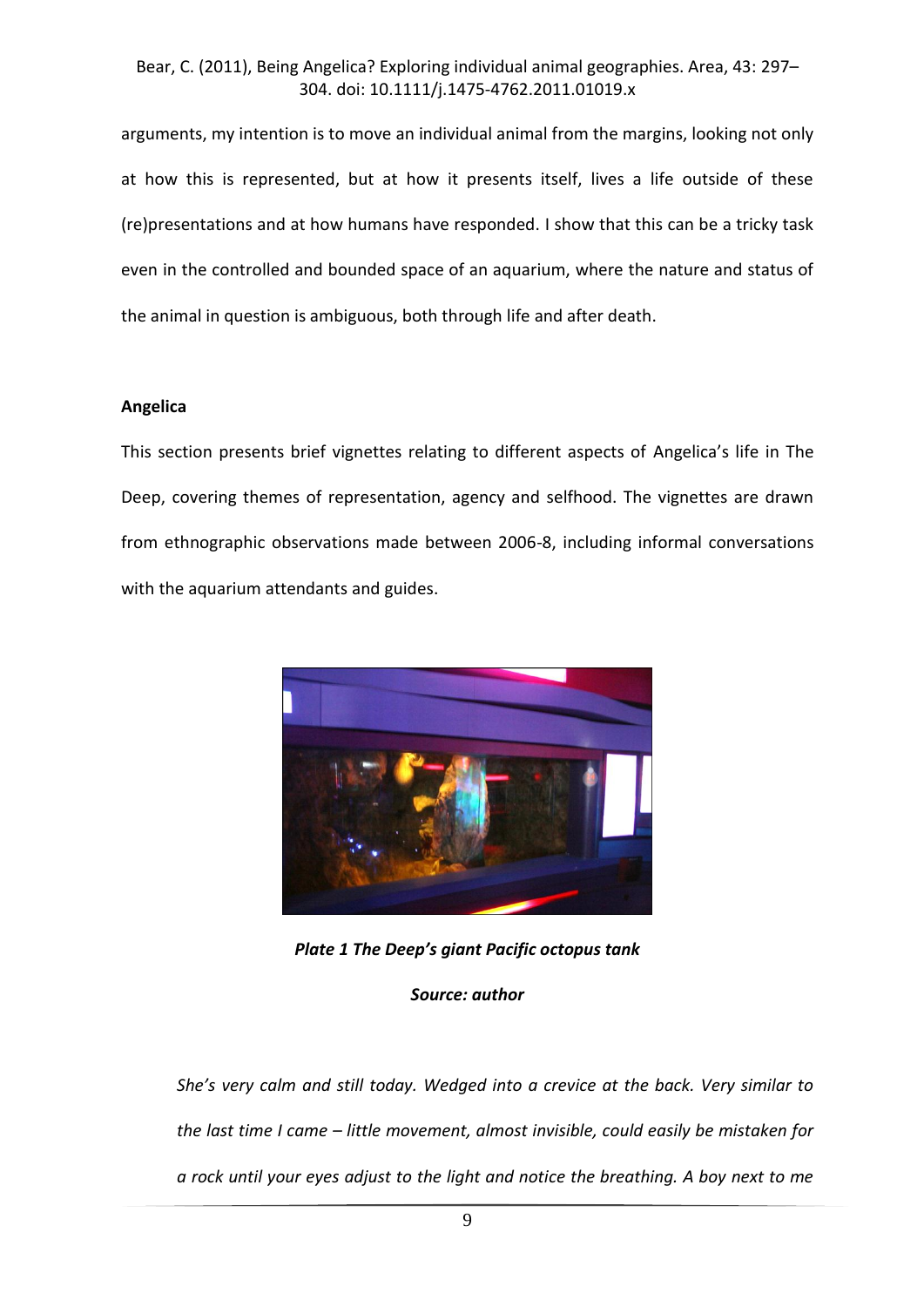arguments, my intention is to move an individual animal from the margins, looking not only at how this is represented, but at how it presents itself, lives a life outside of these (re)presentations and at how humans have responded. I show that this can be a tricky task even in the controlled and bounded space of an aquarium, where the nature and status of the animal in question is ambiguous, both through life and after death.

## Angelica

This section presents brief vignettes relating to different aspects of Angelica's life in The Deep, covering themes of representation, agency and selfhood. The vignettes are drawn from ethnographic observations made between 2006-8, including informal conversations with the aquarium attendants and guides.

***Plate 1 The Deep's giant Pacific octopus tank***

***Source: author***

> *She's very calm and still today. Wedged into a crevice at the back. Very similar to the last time I came – little movement, almost invisible, could easily be mistaken for a rock until your eyes adjust to the light and notice the breathing. A boy next to me*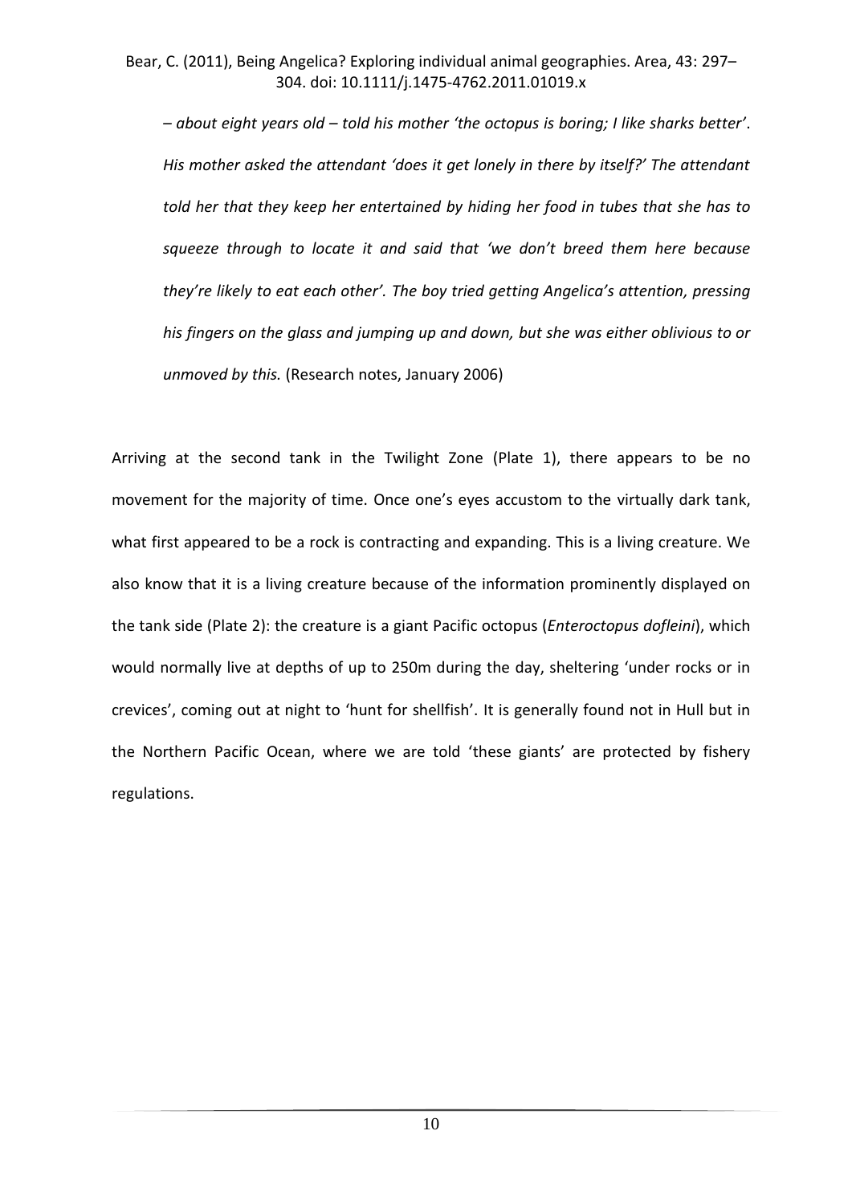*– about eight years old – told his mother 'the octopus is boring; I like sharks better'. His mother asked the attendant 'does it get lonely in there by itself?' The attendant told her that they keep her entertained by hiding her food in tubes that she has to squeeze through to locate it and said that 'we don't breed them here because they're likely to eat each other'. The boy tried getting Angelica's attention, pressing his fingers on the glass and jumping up and down, but she was either oblivious to or unmoved by this.* (Research notes, January 2006)

Arriving at the second tank in the Twilight Zone (Plate 1), there appears to be no movement for the majority of time. Once one's eyes accustom to the virtually dark tank, what first appeared to be a rock is contracting and expanding. This is a living creature. We also know that it is a living creature because of the information prominently displayed on the tank side (Plate 2): the creature is a giant Pacific octopus (*Enteroctopus dofleini*), which would normally live at depths of up to 250m during the day, sheltering 'under rocks or in crevices', coming out at night to 'hunt for shellfish'. It is generally found not in Hull but in the Northern Pacific Ocean, where we are told 'these giants' are protected by fishery regulations.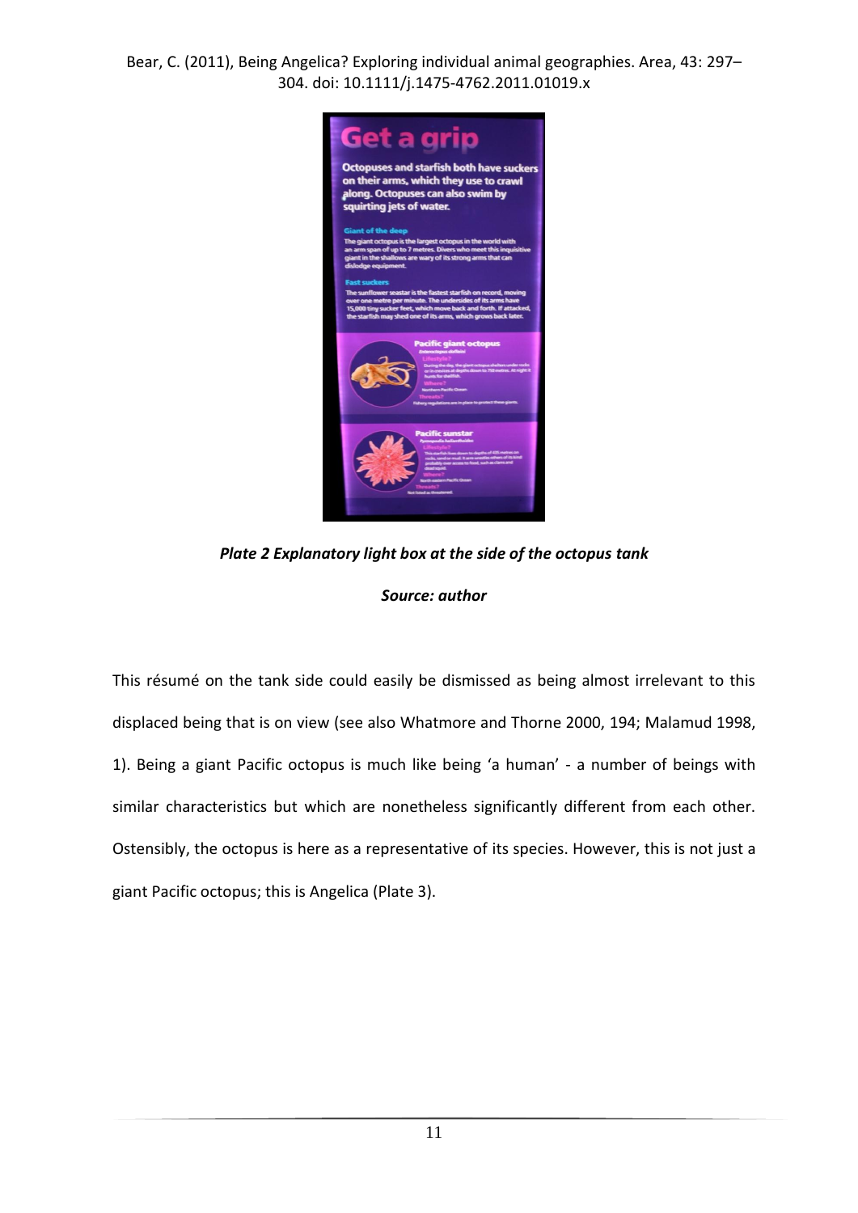*Plate 2 Explanatory light box at the side of the octopus tank*

*Source: author*

This résumé on the tank side could easily be dismissed as being almost irrelevant to this displaced being that is on view (see also Whatmore and Thorne 2000, 194; Malamud 1998, 1). Being a giant Pacific octopus is much like being 'a human' - a number of beings with similar characteristics but which are nonetheless significantly different from each other. Ostensibly, the octopus is here as a representative of its species. However, this is not just a giant Pacific octopus; this is Angelica (Plate 3).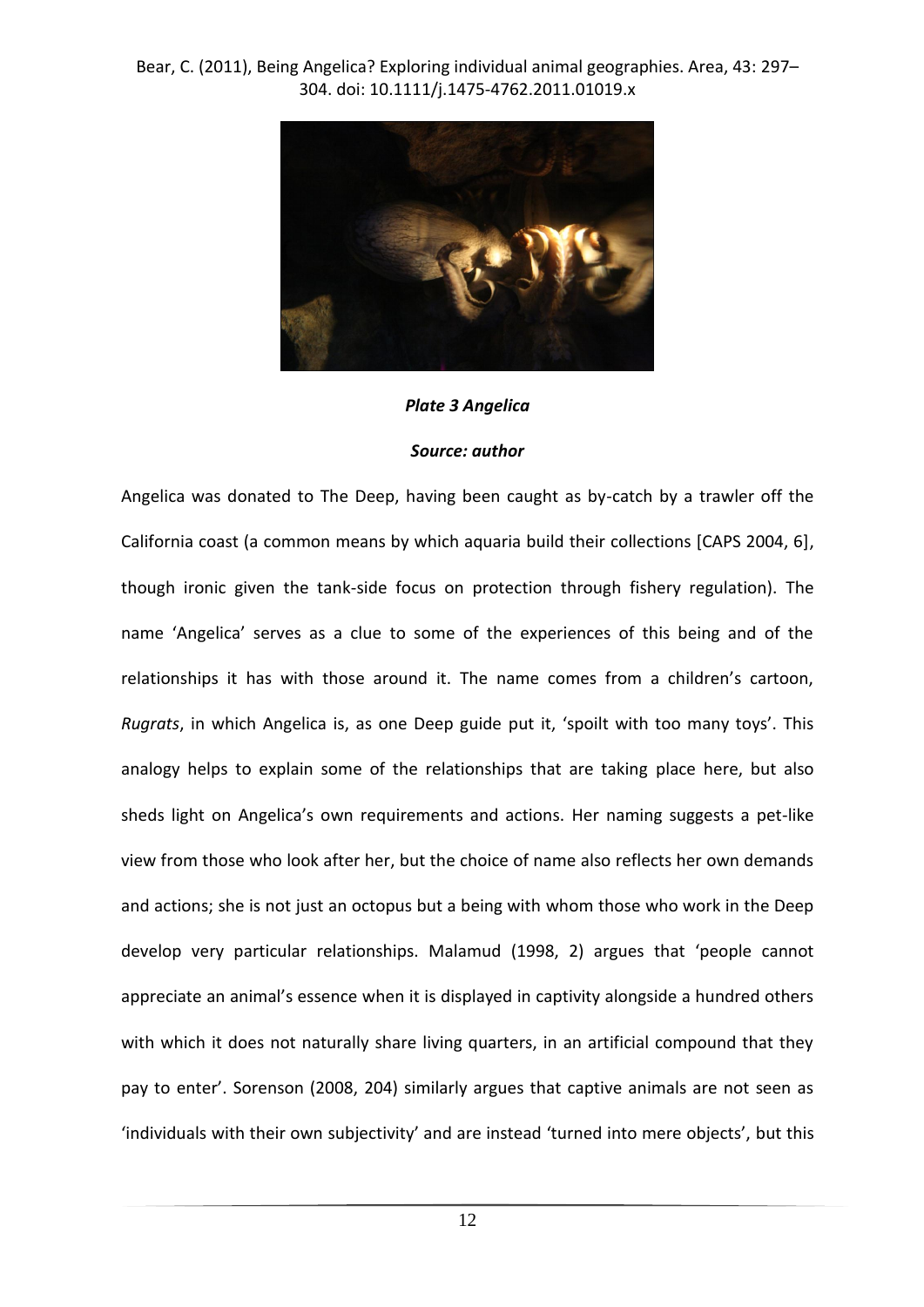*Plate 3 Angelica*

*Source: author*

Angelica was donated to The Deep, having been caught as by-catch by a trawler off the California coast (a common means by which aquaria build their collections [CAPS 2004, 6], though ironic given the tank-side focus on protection through fishery regulation). The name 'Angelica' serves as a clue to some of the experiences of this being and of the relationships it has with those around it. The name comes from a children's cartoon, *Rugrats*, in which Angelica is, as one Deep guide put it, 'spoilt with too many toys'. This analogy helps to explain some of the relationships that are taking place here, but also sheds light on Angelica's own requirements and actions. Her naming suggests a pet-like view from those who look after her, but the choice of name also reflects her own demands and actions; she is not just an octopus but a being with whom those who work in the Deep develop very particular relationships. Malamud (1998, 2) argues that 'people cannot appreciate an animal's essence when it is displayed in captivity alongside a hundred others with which it does not naturally share living quarters, in an artificial compound that they pay to enter'. Sorenson (2008, 204) similarly argues that captive animals are not seen as 'individuals with their own subjectivity' and are instead 'turned into mere objects', but this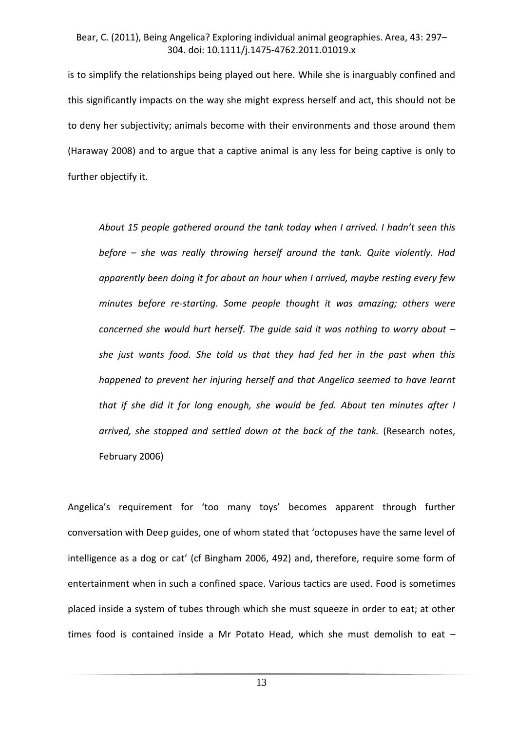is to simplify the relationships being played out here. While she is inarguably confined and this significantly impacts on the way she might express herself and act, this should not be to deny her subjectivity; animals become with their environments and those around them (Haraway 2008) and to argue that a captive animal is any less for being captive is only to further objectify it.

> *About 15 people gathered around the tank today when I arrived. I hadn't seen this before – she was really throwing herself around the tank. Quite violently. Had apparently been doing it for about an hour when I arrived, maybe resting every few minutes before re-starting. Some people thought it was amazing; others were concerned she would hurt herself. The guide said it was nothing to worry about – she just wants food. She told us that they had fed her in the past when this happened to prevent her injuring herself and that Angelica seemed to have learnt that if she did it for long enough, she would be fed. About ten minutes after I arrived, she stopped and settled down at the back of the tank.* (Research notes, February 2006)

Angelica's requirement for 'too many toys' becomes apparent through further conversation with Deep guides, one of whom stated that 'octopuses have the same level of intelligence as a dog or cat' (cf Bingham 2006, 492) and, therefore, require some form of entertainment when in such a confined space. Various tactics are used. Food is sometimes placed inside a system of tubes through which she must squeeze in order to eat; at other times food is contained inside a Mr Potato Head, which she must demolish to eat –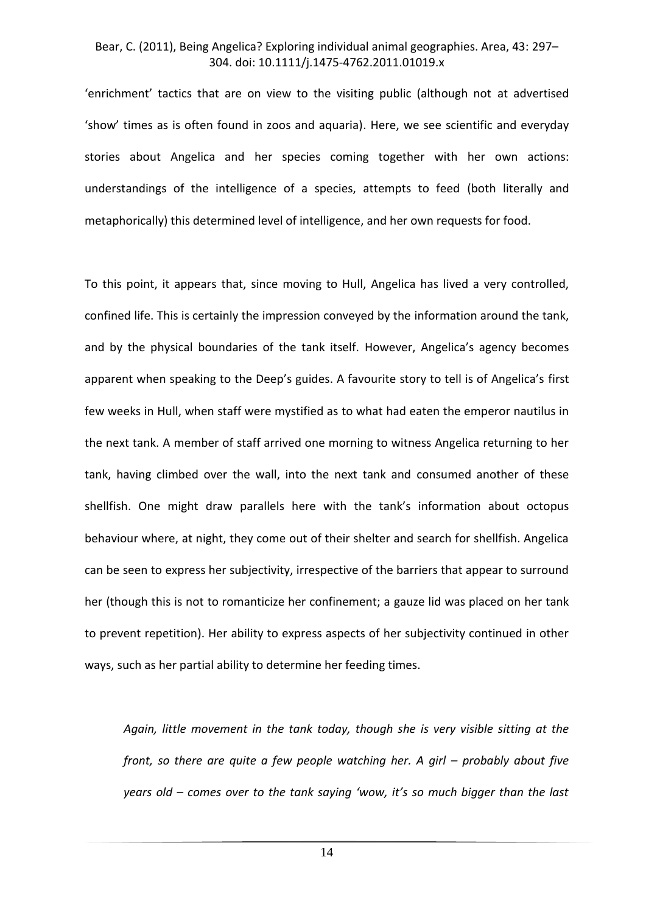'enrichment' tactics that are on view to the visiting public (although not at advertised 'show' times as is often found in zoos and aquaria). Here, we see scientific and everyday stories about Angelica and her species coming together with her own actions: understandings of the intelligence of a species, attempts to feed (both literally and metaphorically) this determined level of intelligence, and her own requests for food.

To this point, it appears that, since moving to Hull, Angelica has lived a very controlled, confined life. This is certainly the impression conveyed by the information around the tank, and by the physical boundaries of the tank itself. However, Angelica's agency becomes apparent when speaking to the Deep's guides. A favourite story to tell is of Angelica's first few weeks in Hull, when staff were mystified as to what had eaten the emperor nautilus in the next tank. A member of staff arrived one morning to witness Angelica returning to her tank, having climbed over the wall, into the next tank and consumed another of these shellfish. One might draw parallels here with the tank's information about octopus behaviour where, at night, they come out of their shelter and search for shellfish. Angelica can be seen to express her subjectivity, irrespective of the barriers that appear to surround her (though this is not to romanticize her confinement; a gauze lid was placed on her tank to prevent repetition). Her ability to express aspects of her subjectivity continued in other ways, such as her partial ability to determine her feeding times.

> *Again, little movement in the tank today, though she is very visible sitting at the front, so there are quite a few people watching her. A girl – probably about five years old – comes over to the tank saying 'wow, it's so much bigger than the last*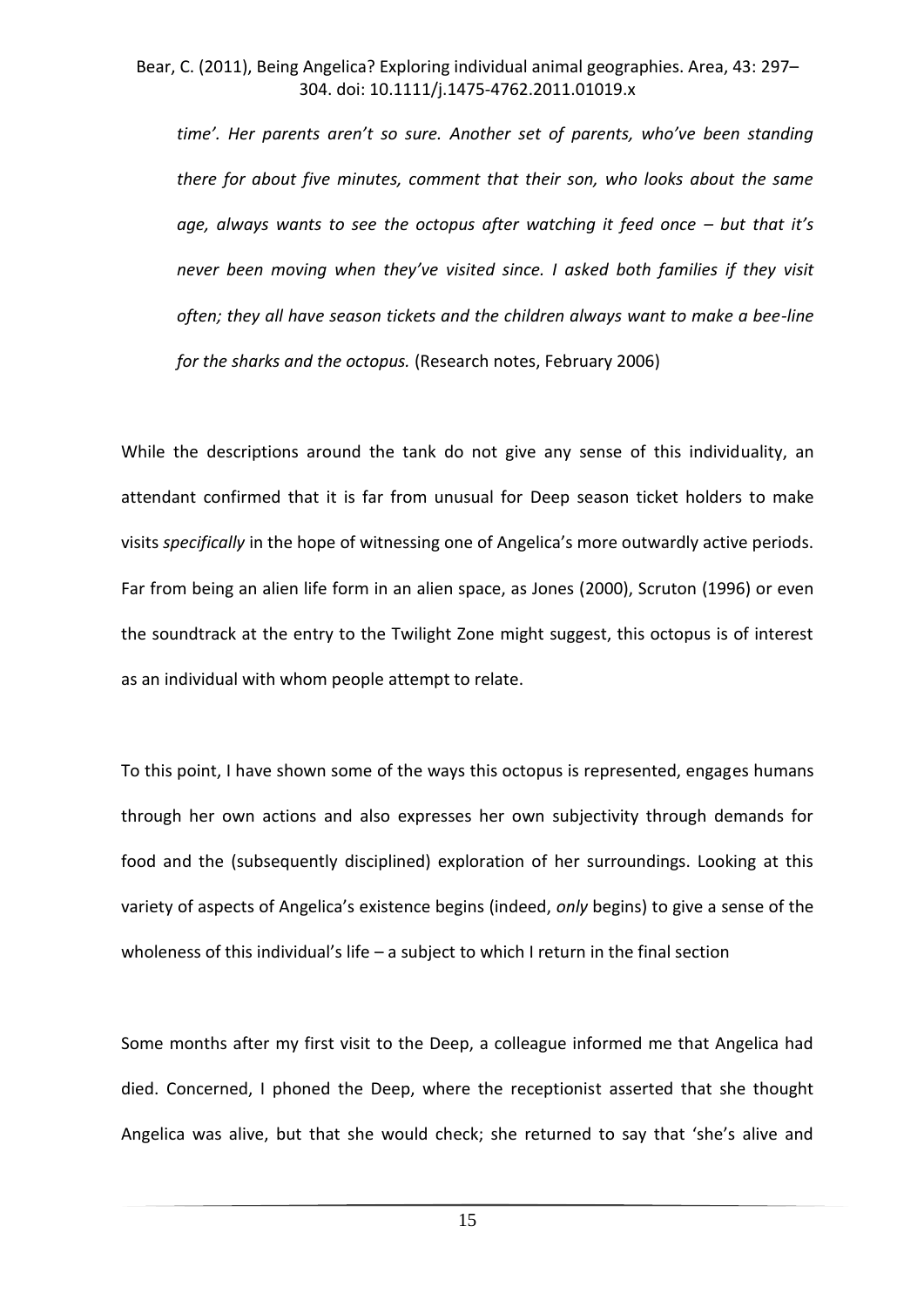*time'. Her parents aren't so sure. Another set of parents, who've been standing there for about five minutes, comment that their son, who looks about the same age, always wants to see the octopus after watching it feed once – but that it's never been moving when they've visited since. I asked both families if they visit often; they all have season tickets and the children always want to make a bee-line for the sharks and the octopus.* (Research notes, February 2006)

While the descriptions around the tank do not give any sense of this individuality, an attendant confirmed that it is far from unusual for Deep season ticket holders to make visits *specifically* in the hope of witnessing one of Angelica's more outwardly active periods. Far from being an alien life form in an alien space, as Jones (2000), Scruton (1996) or even the soundtrack at the entry to the Twilight Zone might suggest, this octopus is of interest as an individual with whom people attempt to relate.

To this point, I have shown some of the ways this octopus is represented, engages humans through her own actions and also expresses her own subjectivity through demands for food and the (subsequently disciplined) exploration of her surroundings. Looking at this variety of aspects of Angelica's existence begins (indeed, *only* begins) to give a sense of the wholeness of this individual's life – a subject to which I return in the final section

Some months after my first visit to the Deep, a colleague informed me that Angelica had died. Concerned, I phoned the Deep, where the receptionist asserted that she thought Angelica was alive, but that she would check; she returned to say that 'she's alive and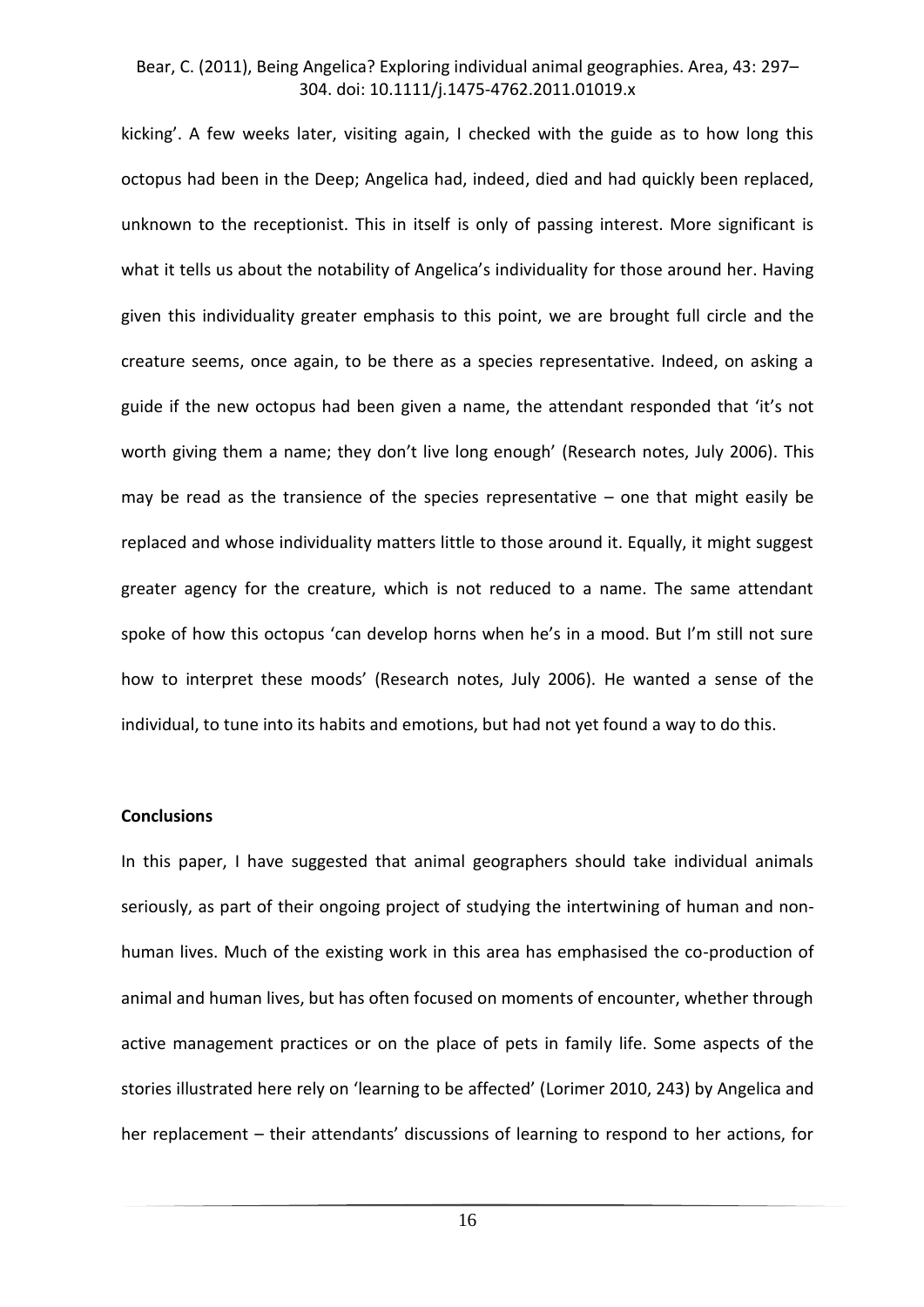kicking'. A few weeks later, visiting again, I checked with the guide as to how long this octopus had been in the Deep; Angelica had, indeed, died and had quickly been replaced, unknown to the receptionist. This in itself is only of passing interest. More significant is what it tells us about the notability of Angelica's individuality for those around her. Having given this individuality greater emphasis to this point, we are brought full circle and the creature seems, once again, to be there as a species representative. Indeed, on asking a guide if the new octopus had been given a name, the attendant responded that 'it's not worth giving them a name; they don't live long enough' (Research notes, July 2006). This may be read as the transience of the species representative – one that might easily be replaced and whose individuality matters little to those around it. Equally, it might suggest greater agency for the creature, which is not reduced to a name. The same attendant spoke of how this octopus 'can develop horns when he's in a mood. But I'm still not sure how to interpret these moods' (Research notes, July 2006). He wanted a sense of the individual, to tune into its habits and emotions, but had not yet found a way to do this.

**Conclusions**

In this paper, I have suggested that animal geographers should take individual animals seriously, as part of their ongoing project of studying the intertwining of human and non-human lives. Much of the existing work in this area has emphasised the co-production of animal and human lives, but has often focused on moments of encounter, whether through active management practices or on the place of pets in family life. Some aspects of the stories illustrated here rely on 'learning to be affected' (Lorimer 2010, 243) by Angelica and her replacement – their attendants' discussions of learning to respond to her actions, for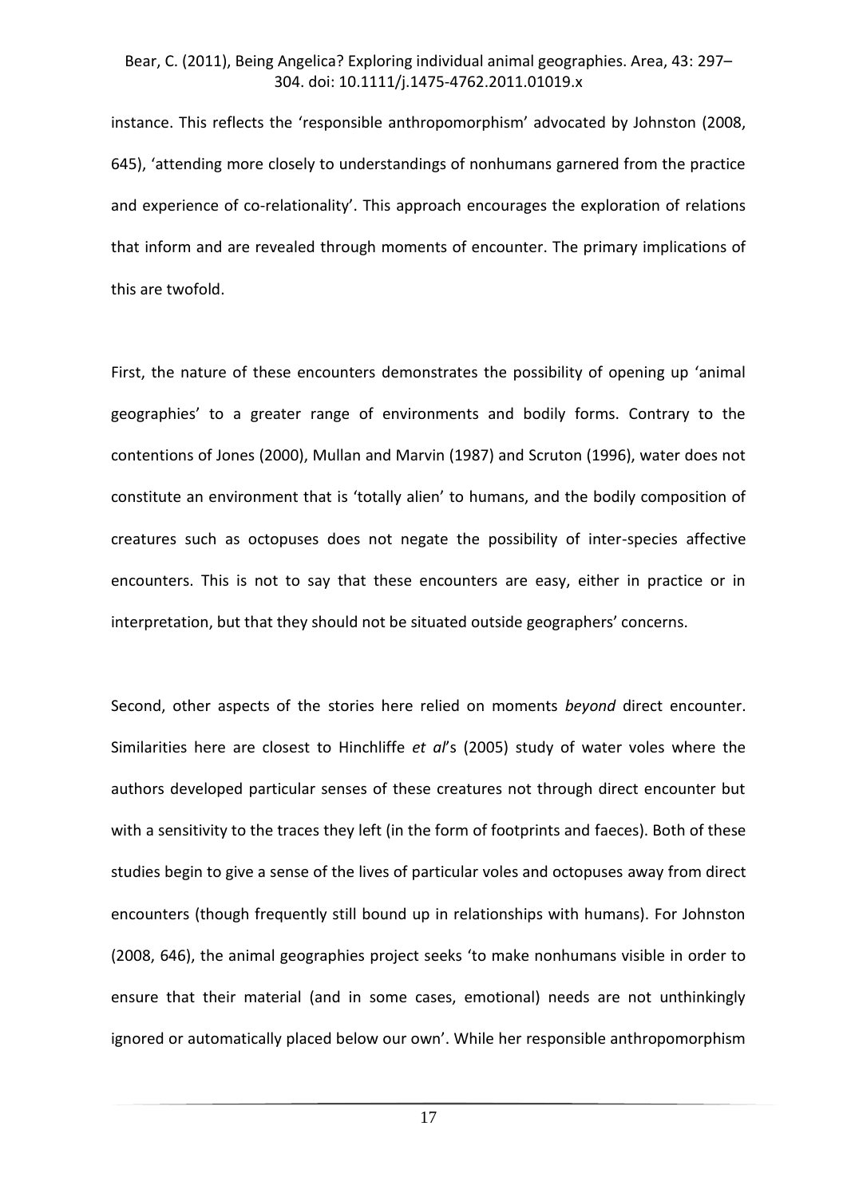instance. This reflects the 'responsible anthropomorphism' advocated by Johnston (2008, 645), 'attending more closely to understandings of nonhumans garnered from the practice and experience of co-relationality'. This approach encourages the exploration of relations that inform and are revealed through moments of encounter. The primary implications of this are twofold.

First, the nature of these encounters demonstrates the possibility of opening up 'animal geographies' to a greater range of environments and bodily forms. Contrary to the contentions of Jones (2000), Mullan and Marvin (1987) and Scruton (1996), water does not constitute an environment that is 'totally alien' to humans, and the bodily composition of creatures such as octopuses does not negate the possibility of inter-species affective encounters. This is not to say that these encounters are easy, either in practice or in interpretation, but that they should not be situated outside geographers' concerns.

Second, other aspects of the stories here relied on moments *beyond* direct encounter. Similarities here are closest to Hinchliffe *et al*'s (2005) study of water voles where the authors developed particular senses of these creatures not through direct encounter but with a sensitivity to the traces they left (in the form of footprints and faeces). Both of these studies begin to give a sense of the lives of particular voles and octopuses away from direct encounters (though frequently still bound up in relationships with humans). For Johnston (2008, 646), the animal geographies project seeks 'to make nonhumans visible in order to ensure that their material (and in some cases, emotional) needs are not unthinkingly ignored or automatically placed below our own'. While her responsible anthropomorphism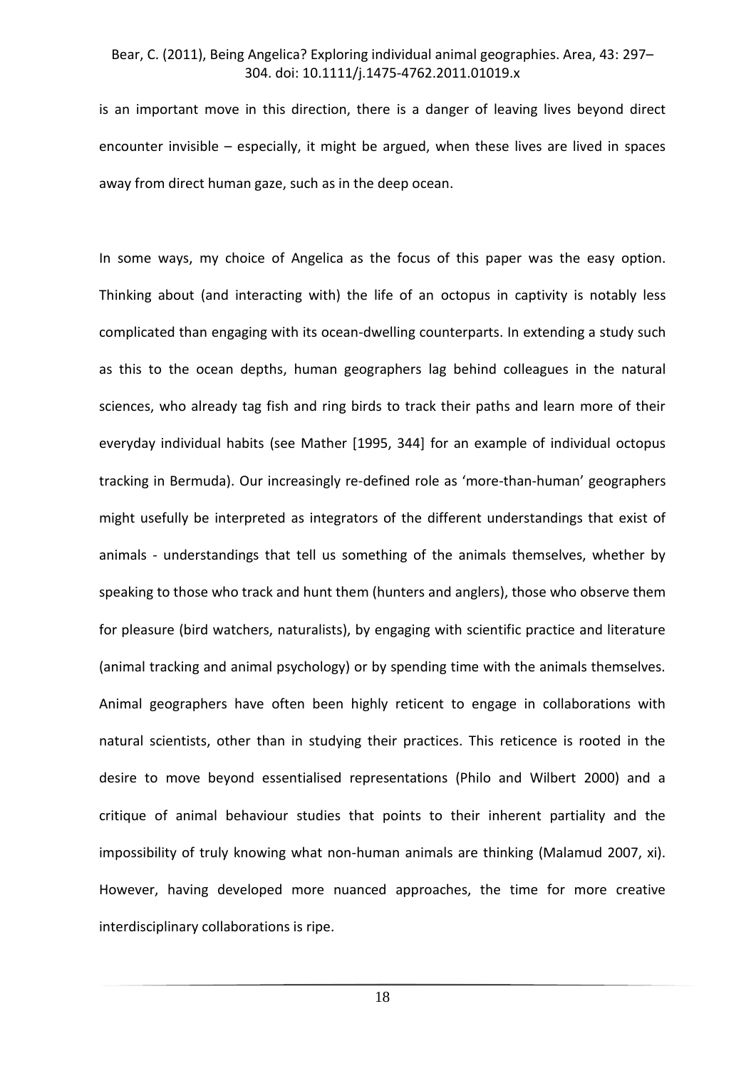is an important move in this direction, there is a danger of leaving lives beyond direct encounter invisible – especially, it might be argued, when these lives are lived in spaces away from direct human gaze, such as in the deep ocean.

In some ways, my choice of Angelica as the focus of this paper was the easy option. Thinking about (and interacting with) the life of an octopus in captivity is notably less complicated than engaging with its ocean-dwelling counterparts. In extending a study such as this to the ocean depths, human geographers lag behind colleagues in the natural sciences, who already tag fish and ring birds to track their paths and learn more of their everyday individual habits (see Mather [1995, 344] for an example of individual octopus tracking in Bermuda). Our increasingly re-defined role as 'more-than-human' geographers might usefully be interpreted as integrators of the different understandings that exist of animals - understandings that tell us something of the animals themselves, whether by speaking to those who track and hunt them (hunters and anglers), those who observe them for pleasure (bird watchers, naturalists), by engaging with scientific practice and literature (animal tracking and animal psychology) or by spending time with the animals themselves. Animal geographers have often been highly reticent to engage in collaborations with natural scientists, other than in studying their practices. This reticence is rooted in the desire to move beyond essentialised representations (Philo and Wilbert 2000) and a critique of animal behaviour studies that points to their inherent partiality and the impossibility of truly knowing what non-human animals are thinking (Malamud 2007, xi). However, having developed more nuanced approaches, the time for more creative interdisciplinary collaborations is ripe.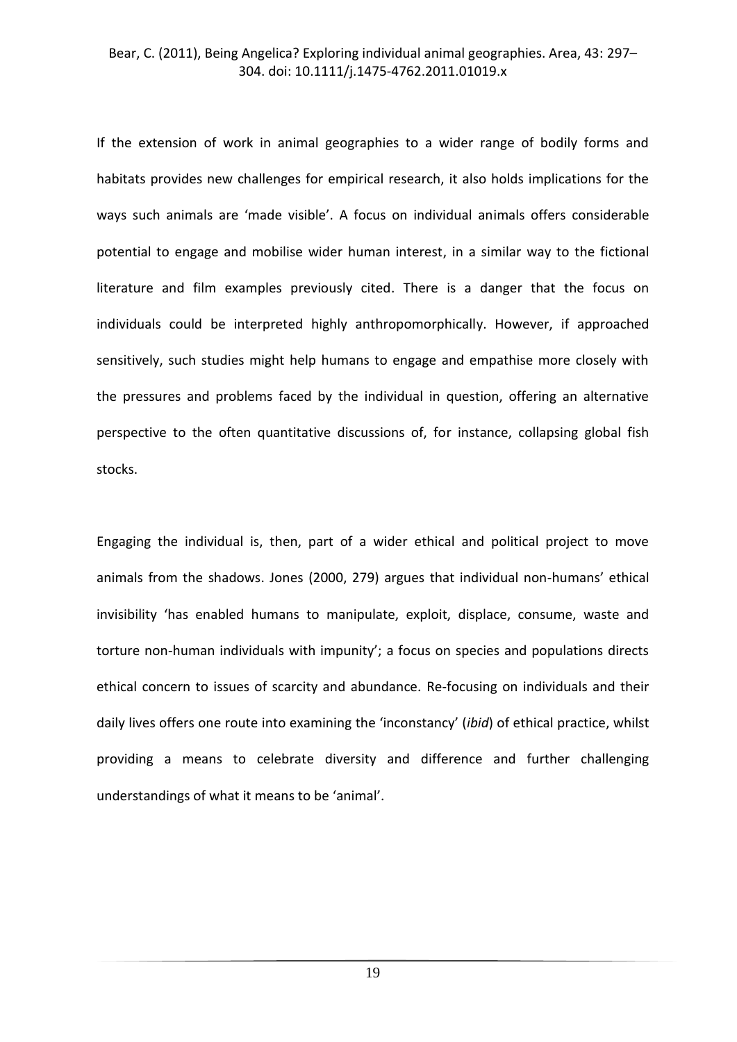If the extension of work in animal geographies to a wider range of bodily forms and habitats provides new challenges for empirical research, it also holds implications for the ways such animals are 'made visible'. A focus on individual animals offers considerable potential to engage and mobilise wider human interest, in a similar way to the fictional literature and film examples previously cited. There is a danger that the focus on individuals could be interpreted highly anthropomorphically. However, if approached sensitively, such studies might help humans to engage and empathise more closely with the pressures and problems faced by the individual in question, offering an alternative perspective to the often quantitative discussions of, for instance, collapsing global fish stocks.

Engaging the individual is, then, part of a wider ethical and political project to move animals from the shadows. Jones (2000, 279) argues that individual non-humans' ethical invisibility 'has enabled humans to manipulate, exploit, displace, consume, waste and torture non-human individuals with impunity'; a focus on species and populations directs ethical concern to issues of scarcity and abundance. Re-focusing on individuals and their daily lives offers one route into examining the 'inconstancy' (*ibid*) of ethical practice, whilst providing a means to celebrate diversity and difference and further challenging understandings of what it means to be 'animal'.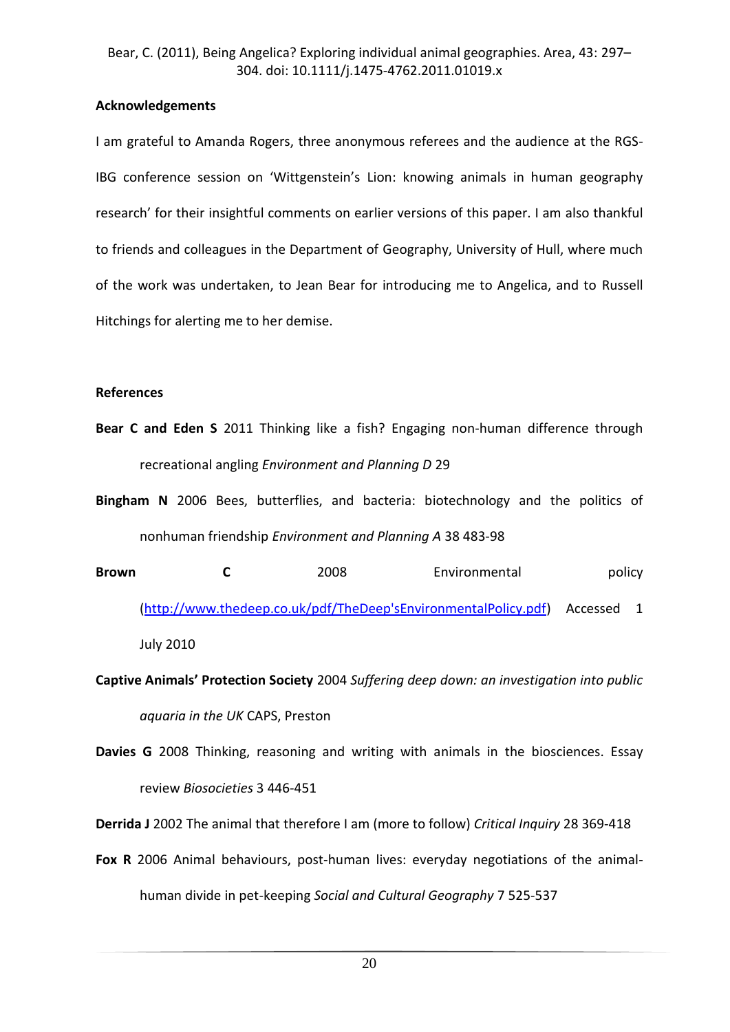## Acknowledgements

I am grateful to Amanda Rogers, three anonymous referees and the audience at the RGS-IBG conference session on 'Wittgenstein's Lion: knowing animals in human geography research' for their insightful comments on earlier versions of this paper. I am also thankful to friends and colleagues in the Department of Geography, University of Hull, where much of the work was undertaken, to Jean Bear for introducing me to Angelica, and to Russell Hitchings for alerting me to her demise.

## References

**Bear C and Eden S** 2011 Thinking like a fish? Engaging non-human difference through recreational angling *Environment and Planning D* 29

**Bingham N** 2006 Bees, butterflies, and bacteria: biotechnology and the politics of nonhuman friendship *Environment and Planning A* 38 483-98

**Brown C** 2008 Environmental policy (http://www.thedeep.co.uk/pdf/TheDeep'sEnvironmentalPolicy.pdf) Accessed 1 July 2010

**Captive Animals' Protection Society** 2004 *Suffering deep down: an investigation into public aquaria in the UK* CAPS, Preston

**Davies G** 2008 Thinking, reasoning and writing with animals in the biosciences. Essay review *Biosocieties* 3 446-451

**Derrida J** 2002 The animal that therefore I am (more to follow) *Critical Inquiry* 28 369-418

**Fox R** 2006 Animal behaviours, post-human lives: everyday negotiations of the animal-human divide in pet-keeping *Social and Cultural Geography* 7 525-537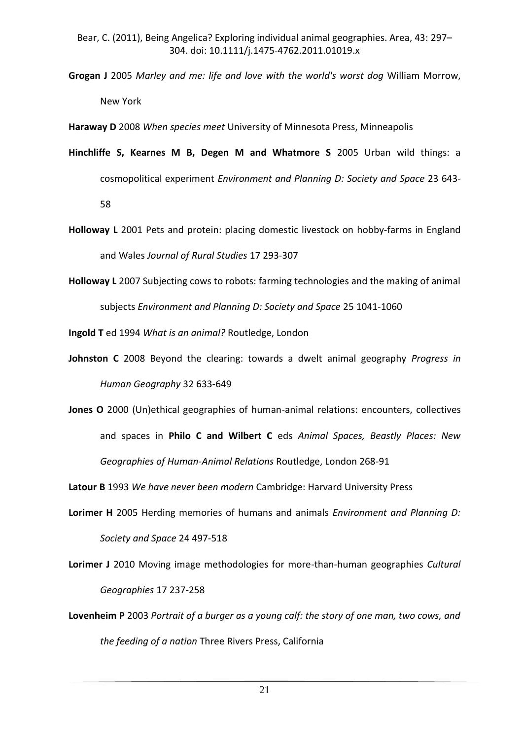**Grogan J** 2005 *Marley and me: life and love with the world's worst dog* William Morrow, New York

**Haraway D** 2008 *When species meet* University of Minnesota Press, Minneapolis

**Hinchliffe S, Kearnes M B, Degen M and Whatmore S** 2005 Urban wild things: a cosmopolitical experiment *Environment and Planning D: Society and Space* 23 643-58

**Holloway L** 2001 Pets and protein: placing domestic livestock on hobby-farms in England and Wales *Journal of Rural Studies* 17 293-307

**Holloway L** 2007 Subjecting cows to robots: farming technologies and the making of animal subjects *Environment and Planning D: Society and Space* 25 1041-1060

**Ingold T** ed 1994 *What is an animal?* Routledge, London

**Johnston C** 2008 Beyond the clearing: towards a dwelt animal geography *Progress in Human Geography* 32 633-649

**Jones O** 2000 (Un)ethical geographies of human-animal relations: encounters, collectives and spaces in **Philo C and Wilbert C** eds *Animal Spaces, Beastly Places: New Geographies of Human-Animal Relations* Routledge, London 268-91

**Latour B** 1993 *We have never been modern* Cambridge: Harvard University Press

**Lorimer H** 2005 Herding memories of humans and animals *Environment and Planning D: Society and Space* 24 497-518

**Lorimer J** 2010 Moving image methodologies for more-than-human geographies *Cultural Geographies* 17 237-258

**Lovenheim P** 2003 *Portrait of a burger as a young calf: the story of one man, two cows, and the feeding of a nation* Three Rivers Press, California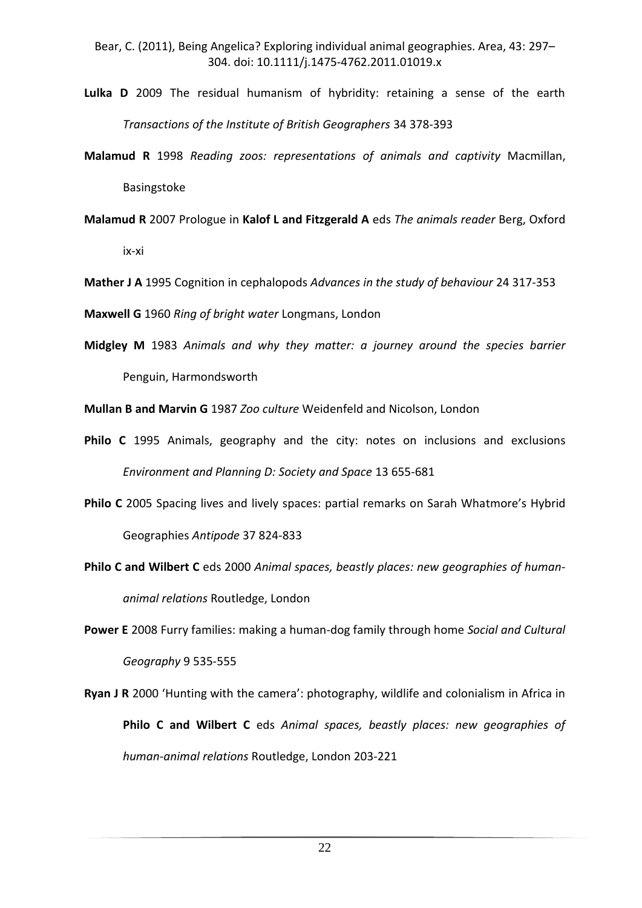**Lulka D** 2009 The residual humanism of hybridity: retaining a sense of the earth *Transactions of the Institute of British Geographers* 34 378-393

**Malamud R** 1998 *Reading zoos: representations of animals and captivity* Macmillan, Basingstoke

**Malamud R** 2007 Prologue in **Kalof L and Fitzgerald A** eds *The animals reader* Berg, Oxford ix-xi

**Mather J A** 1995 Cognition in cephalopods *Advances in the study of behaviour* 24 317-353

**Maxwell G** 1960 *Ring of bright water* Longmans, London

**Midgley M** 1983 *Animals and why they matter: a journey around the species barrier* Penguin, Harmondsworth

**Mullan B and Marvin G** 1987 *Zoo culture* Weidenfeld and Nicolson, London

**Philo C** 1995 Animals, geography and the city: notes on inclusions and exclusions *Environment and Planning D: Society and Space* 13 655-681

**Philo C** 2005 Spacing lives and lively spaces: partial remarks on Sarah Whatmore's Hybrid Geographies *Antipode* 37 824-833

**Philo C and Wilbert C** eds 2000 *Animal spaces, beastly places: new geographies of human-animal relations* Routledge, London

**Power E** 2008 Furry families: making a human-dog family through home *Social and Cultural Geography* 9 535-555

**Ryan J R** 2000 'Hunting with the camera': photography, wildlife and colonialism in Africa in **Philo C and Wilbert C** eds *Animal spaces, beastly places: new geographies of human-animal relations* Routledge, London 203-221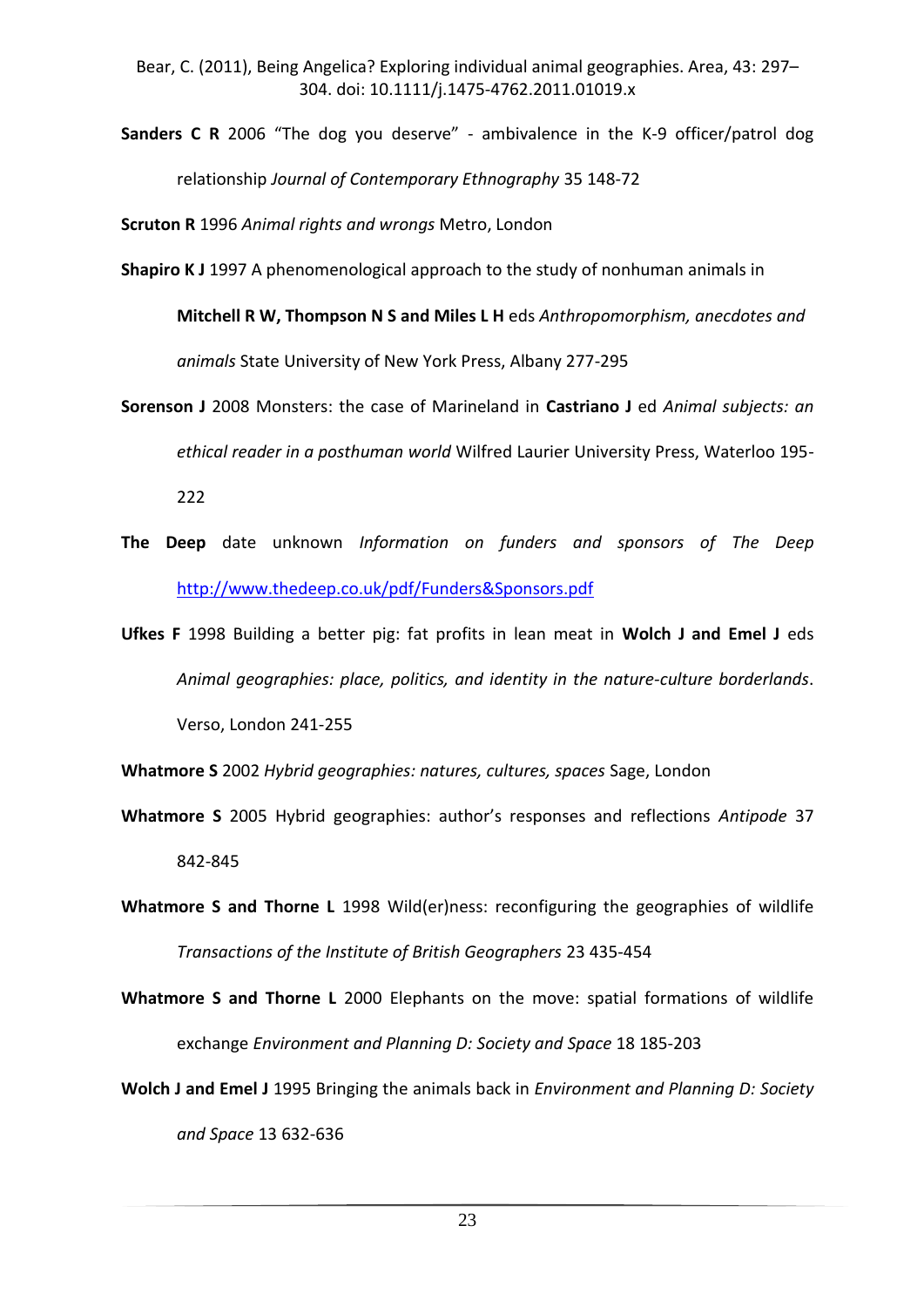**Sanders C R** 2006 "The dog you deserve" - ambivalence in the K-9 officer/patrol dog relationship *Journal of Contemporary Ethnography* 35 148-72

**Scruton R** 1996 *Animal rights and wrongs* Metro, London

**Shapiro K J** 1997 A phenomenological approach to the study of nonhuman animals in **Mitchell R W, Thompson N S and Miles L H** eds *Anthropomorphism, anecdotes and animals* State University of New York Press, Albany 277-295

**Sorenson J** 2008 Monsters: the case of Marineland in **Castriano J** ed *Animal subjects: an ethical reader in a posthuman world* Wilfred Laurier University Press, Waterloo 195-222

**The Deep** date unknown *Information on funders and sponsors of The Deep* http://www.thedeep.co.uk/pdf/Funders&Sponsors.pdf

**Ufkes F** 1998 Building a better pig: fat profits in lean meat in **Wolch J and Emel J** eds *Animal geographies: place, politics, and identity in the nature-culture borderlands*. Verso, London 241-255

**Whatmore S** 2002 *Hybrid geographies: natures, cultures, spaces* Sage, London

**Whatmore S** 2005 Hybrid geographies: author's responses and reflections *Antipode* 37 842-845

**Whatmore S and Thorne L** 1998 Wild(er)ness: reconfiguring the geographies of wildlife *Transactions of the Institute of British Geographers* 23 435-454

**Whatmore S and Thorne L** 2000 Elephants on the move: spatial formations of wildlife exchange *Environment and Planning D: Society and Space* 18 185-203

**Wolch J and Emel J** 1995 Bringing the animals back in *Environment and Planning D: Society and Space* 13 632-636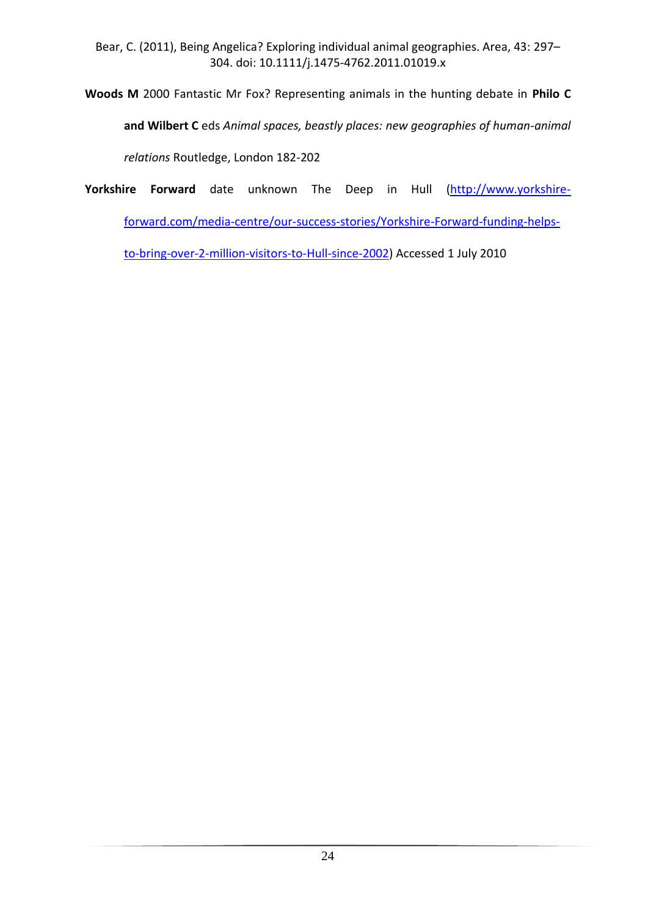**Woods M** 2000 Fantastic Mr Fox? Representing animals in the hunting debate in **Philo C and Wilbert C** eds *Animal spaces, beastly places: new geographies of human-animal relations* Routledge, London 182-202

**Yorkshire Forward** date unknown The Deep in Hull (http://www.yorkshire-forward.com/media-centre/our-success-stories/Yorkshire-Forward-funding-helps-to-bring-over-2-million-visitors-to-Hull-since-2002) Accessed 1 July 2010